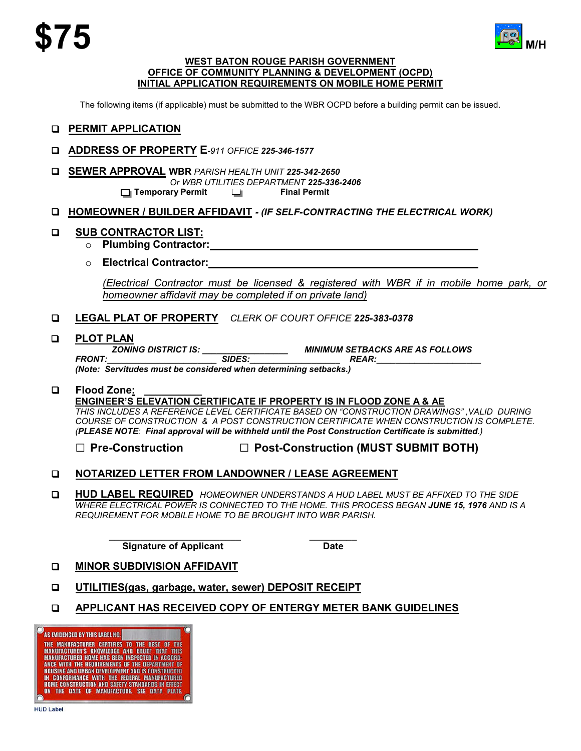# $75

M/H

**WEST BATON ROUGE PARISH GOVERNMENT**
**OFFICE OF COMMUNITY PLANNING & DEVELOPMENT (OCPD)**
**INITIAL APPLICATION REQUIREMENTS ON MOBILE HOME PERMIT**

The following items (if applicable) must be submitted to the WBR OCPD before a building permit can be issued.

- ❑ **PERMIT APPLICATION**

- ❑ **ADDRESS OF PROPERTY E**-*911 OFFICE* ***225-346-1577***

- ❑ **SEWER APPROVAL WBR** *PARISH HEALTH UNIT* ***225-342-2650***
  *Or WBR UTILITIES DEPARTMENT* ***225-336-2406***
  ❑ **Temporary Permit** ❑ **Final Permit**

- ❑ **HOMEOWNER / BUILDER AFFIDAVIT** ***- (IF SELF-CONTRACTING THE ELECTRICAL WORK)***

- ❑ **SUB CONTRACTOR LIST:**
  - **Plumbing Contractor:**\_\_\_\_\_\_\_\_\_\_\_\_\_\_\_\_\_\_\_\_\_\_\_\_\_\_\_\_\_\_\_\_\_\_\_\_\_\_\_\_
  - **Electrical Contractor:**\_\_\_\_\_\_\_\_\_\_\_\_\_\_\_\_\_\_\_\_\_\_\_\_\_\_\_\_\_\_\_\_\_\_\_\_\_\_\_\_

  *(Electrical Contractor must be licensed & registered with WBR if in mobile home park, or homeowner affidavit may be completed if on private land)*

- ❑ **LEGAL PLAT OF PROPERTY** *CLERK OF COURT OFFICE* ***225-383-0378***

- ❑ **PLOT PLAN**
  ***ZONING DISTRICT IS: \_\_\_\_\_\_\_\_\_\_\_\_\_\_\_\_\_ MINIMUM SETBACKS ARE AS FOLLOWS***
  ***FRONT:\_\_\_\_\_\_\_\_\_\_\_\_\_\_\_\_\_\_\_\_\_\_ SIDES:\_\_\_\_\_\_\_\_\_\_\_\_\_\_\_\_\_\_ REAR:\_\_\_\_\_\_\_\_\_\_\_\_\_\_\_\_\_\_\_\_\_***
  ***(Note: Servitudes must be considered when determining setbacks.)***

- ❑ **Flood Zone: \_\_\_\_\_\_\_\_\_\_**
  **ENGINEER'S ELEVATION CERTIFICATE IF PROPERTY IS IN FLOOD ZONE A & AE**
  *THIS INCLUDES A REFERENCE LEVEL CERTIFICATE BASED ON "CONSTRUCTION DRAWINGS" ,VALID DURING COURSE OF CONSTRUCTION & A POST CONSTRUCTION CERTIFICATE WHEN CONSTRUCTION IS COMPLETE. (****PLEASE NOTE****: **Final approval will be withheld until the Post Construction Certificate is submitted**.)*

  ☐ **Pre-Construction** ☐ **Post-Construction (MUST SUBMIT BOTH)**

- ❑ **NOTARIZED LETTER FROM LANDOWNER / LEASE AGREEMENT**

- ❑ **HUD LABEL REQUIRED** *HOMEOWNER UNDERSTANDS A HUD LABEL MUST BE AFFIXED TO THE SIDE WHERE ELECTRICAL POWER IS CONNECTED TO THE HOME. THIS PROCESS BEGAN* ***JUNE 15, 1976*** *AND IS A REQUIREMENT FOR MOBILE HOME TO BE BROUGHT INTO WBR PARISH.*

\_\_\_\_\_\_\_\_\_\_\_\_\_\_\_\_\_\_\_\_\_\_\_\_\_\_ \_\_\_\_\_\_\_\_\_\_
**Signature of Applicant** **Date**

- ❑ **MINOR SUBDIVISION AFFIDAVIT**

- ❑ **UTILITIES(gas, garbage, water, sewer) DEPOSIT RECEIPT**

- ❑ **APPLICANT HAS RECEIVED COPY OF ENTERGY METER BANK GUIDELINES**

AS EVIDENCED BY THIS LABEL NO.
THE MANUFACTURER CERTIFIES TO THE BEST OF THE MANUFACTURER'S KNOWLEDGE AND BELIEF THAT THIS MANUFACTURED HOME HAS BEEN INSPECTED IN ACCORDANCE WITH THE REQUIREMENTS OF THE DEPARTMENT OF HOUSING AND URBAN DEVELOPMENT AND IS CONSTRUCTED IN CONFORMANCE WITH THE FEDERAL MANUFACTURED HOME CONSTRUCTION AND SAFETY STANDARDS IN EFFECT ON THE DATE OF MANUFACTURE. SEE DATA PLATE.

HUD Label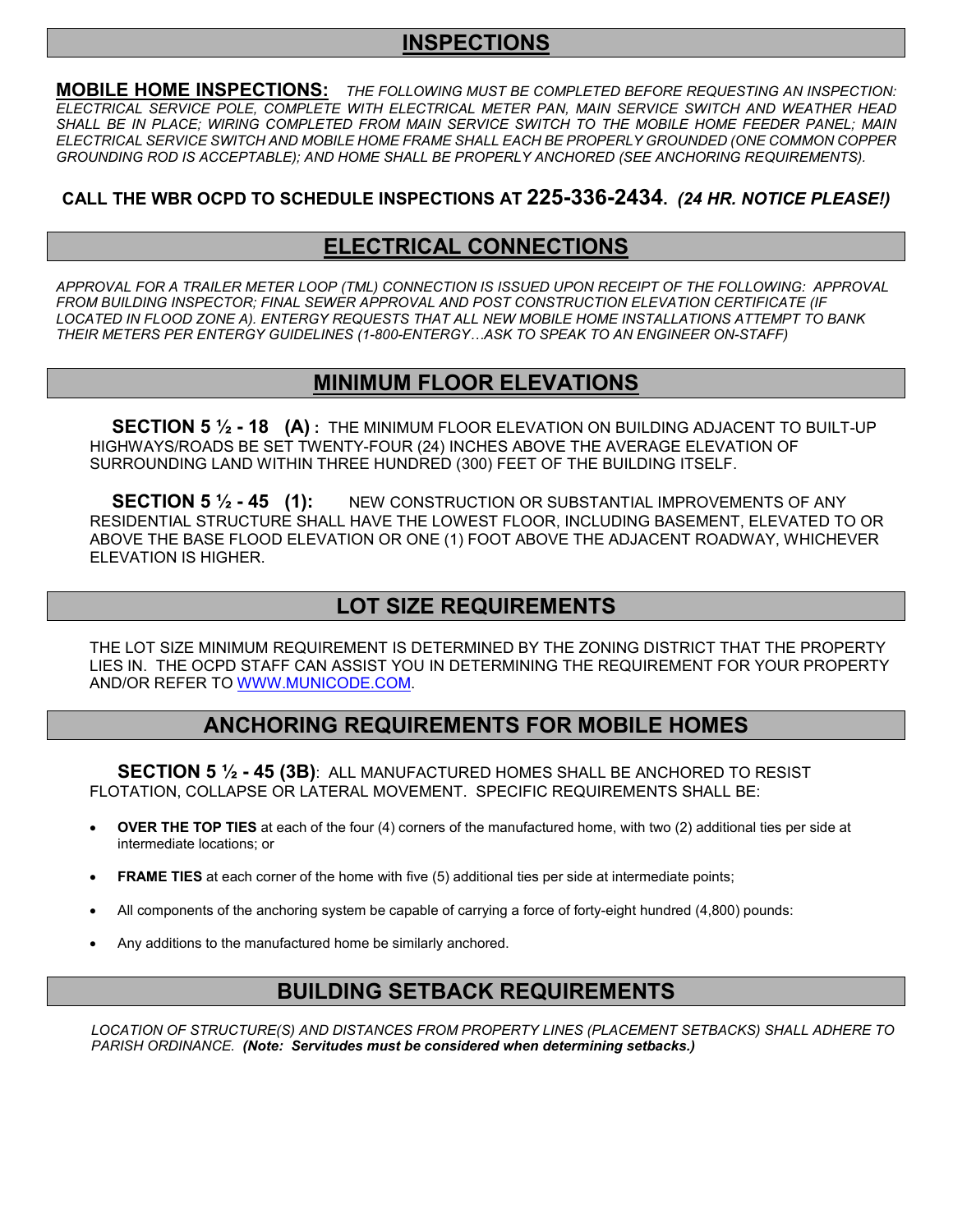## INSPECTIONS

**MOBILE HOME INSPECTIONS:** *THE FOLLOWING MUST BE COMPLETED BEFORE REQUESTING AN INSPECTION: ELECTRICAL SERVICE POLE, COMPLETE WITH ELECTRICAL METER PAN, MAIN SERVICE SWITCH AND WEATHER HEAD SHALL BE IN PLACE; WIRING COMPLETED FROM MAIN SERVICE SWITCH TO THE MOBILE HOME FEEDER PANEL; MAIN ELECTRICAL SERVICE SWITCH AND MOBILE HOME FRAME SHALL EACH BE PROPERLY GROUNDED (ONE COMMON COPPER GROUNDING ROD IS ACCEPTABLE); AND HOME SHALL BE PROPERLY ANCHORED (SEE ANCHORING REQUIREMENTS).*

**CALL THE WBR OCPD TO SCHEDULE INSPECTIONS AT 225-336-2434.** ***(24 HR. NOTICE PLEASE!)***

## ELECTRICAL CONNECTIONS

*APPROVAL FOR A TRAILER METER LOOP (TML) CONNECTION IS ISSUED UPON RECEIPT OF THE FOLLOWING: APPROVAL FROM BUILDING INSPECTOR; FINAL SEWER APPROVAL AND POST CONSTRUCTION ELEVATION CERTIFICATE (IF LOCATED IN FLOOD ZONE A). ENTERGY REQUESTS THAT ALL NEW MOBILE HOME INSTALLATIONS ATTEMPT TO BANK THEIR METERS PER ENTERGY GUIDELINES (1-800-ENTERGY…ASK TO SPEAK TO AN ENGINEER ON-STAFF)*

## MINIMUM FLOOR ELEVATIONS

**SECTION 5 ½ - 18 (A) :** THE MINIMUM FLOOR ELEVATION ON BUILDING ADJACENT TO BUILT-UP HIGHWAYS/ROADS BE SET TWENTY-FOUR (24) INCHES ABOVE THE AVERAGE ELEVATION OF SURROUNDING LAND WITHIN THREE HUNDRED (300) FEET OF THE BUILDING ITSELF.

**SECTION 5 ½ - 45 (1):** NEW CONSTRUCTION OR SUBSTANTIAL IMPROVEMENTS OF ANY RESIDENTIAL STRUCTURE SHALL HAVE THE LOWEST FLOOR, INCLUDING BASEMENT, ELEVATED TO OR ABOVE THE BASE FLOOD ELEVATION OR ONE (1) FOOT ABOVE THE ADJACENT ROADWAY, WHICHEVER ELEVATION IS HIGHER.

## LOT SIZE REQUIREMENTS

THE LOT SIZE MINIMUM REQUIREMENT IS DETERMINED BY THE ZONING DISTRICT THAT THE PROPERTY LIES IN. THE OCPD STAFF CAN ASSIST YOU IN DETERMINING THE REQUIREMENT FOR YOUR PROPERTY AND/OR REFER TO WWW.MUNICODE.COM.

## ANCHORING REQUIREMENTS FOR MOBILE HOMES

**SECTION 5 ½ - 45 (3B)**: ALL MANUFACTURED HOMES SHALL BE ANCHORED TO RESIST FLOTATION, COLLAPSE OR LATERAL MOVEMENT. SPECIFIC REQUIREMENTS SHALL BE:

- **OVER THE TOP TIES** at each of the four (4) corners of the manufactured home, with two (2) additional ties per side at intermediate locations; or
- **FRAME TIES** at each corner of the home with five (5) additional ties per side at intermediate points;
- All components of the anchoring system be capable of carrying a force of forty-eight hundred (4,800) pounds:
- Any additions to the manufactured home be similarly anchored.

## BUILDING SETBACK REQUIREMENTS

*LOCATION OF STRUCTURE(S) AND DISTANCES FROM PROPERTY LINES (PLACEMENT SETBACKS) SHALL ADHERE TO PARISH ORDINANCE.* ***(Note: Servitudes must be considered when determining setbacks.)***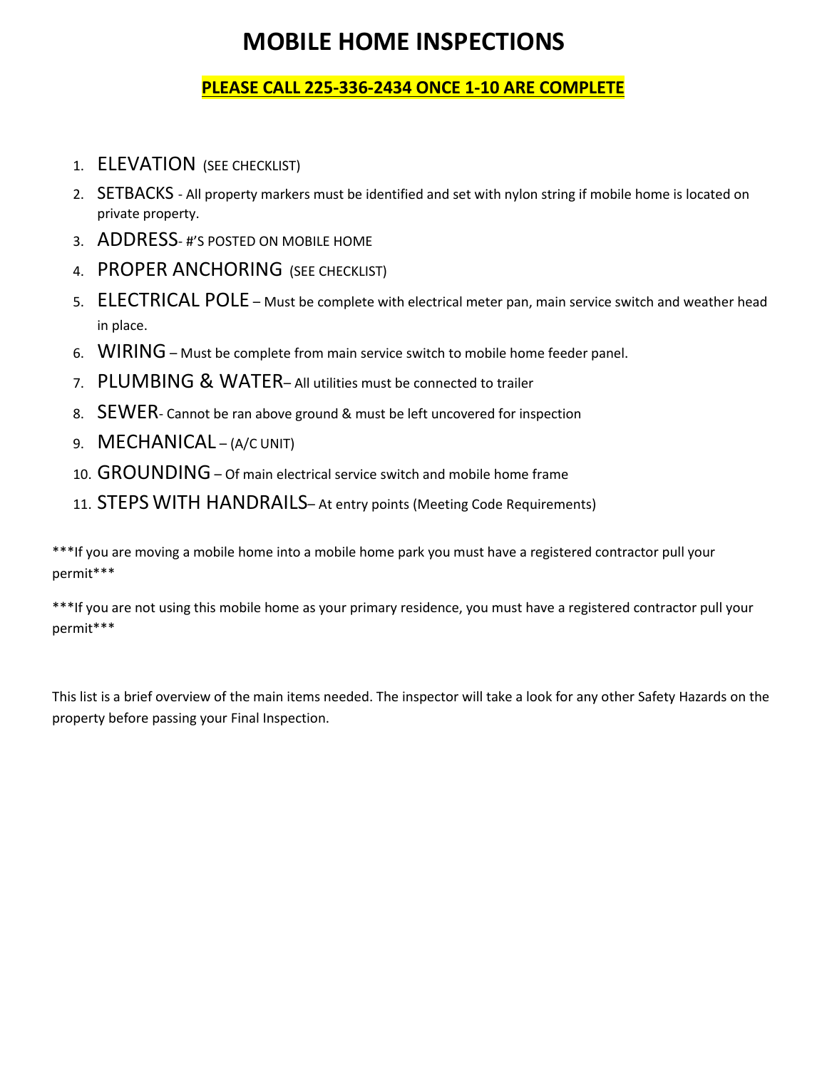# MOBILE HOME INSPECTIONS

**PLEASE CALL 225-336-2434 ONCE 1-10 ARE COMPLETE**

1. ELEVATION (SEE CHECKLIST)
2. SETBACKS - All property markers must be identified and set with nylon string if mobile home is located on private property.
3. ADDRESS- #'S POSTED ON MOBILE HOME
4. PROPER ANCHORING (SEE CHECKLIST)
5. ELECTRICAL POLE – Must be complete with electrical meter pan, main service switch and weather head in place.
6. WIRING – Must be complete from main service switch to mobile home feeder panel.
7. PLUMBING & WATER– All utilities must be connected to trailer
8. SEWER- Cannot be ran above ground & must be left uncovered for inspection
9. MECHANICAL – (A/C UNIT)
10. GROUNDING – Of main electrical service switch and mobile home frame
11. STEPS WITH HANDRAILS– At entry points (Meeting Code Requirements)

***If you are moving a mobile home into a mobile home park you must have a registered contractor pull your permit***

***If you are not using this mobile home as your primary residence, you must have a registered contractor pull your permit***

This list is a brief overview of the main items needed. The inspector will take a look for any other Safety Hazards on the property before passing your Final Inspection.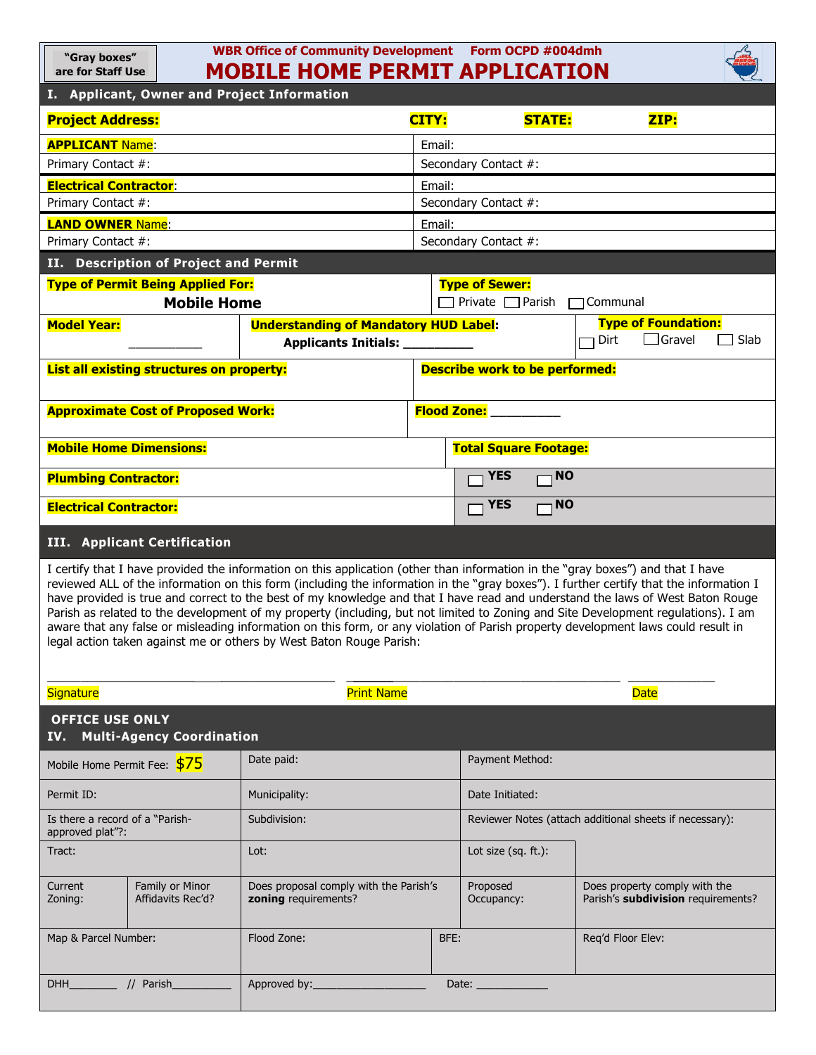"Gray boxes" are for Staff Use

**WBR Office of Community Development** **Form OCPD #004dmh**

# MOBILE HOME PERMIT APPLICATION

## I. Applicant, Owner and Project Information

| **Project Address:** | **CITY:** | **STATE:** | **ZIP:** |
|---|---|---|---|

| | |
|---|---|
| **APPLICANT** Name: | Email: |
| Primary Contact #: | Secondary Contact #: |
| **Electrical Contractor**: | Email: |
| Primary Contact #: | Secondary Contact #: |
| **LAND OWNER** Name: | Email: |
| Primary Contact #: | Secondary Contact #: |

## II. Description of Project and Permit

| | |
|---|---|
| **Type of Permit Being Applied For:** **Mobile Home** | **Type of Sewer:** ☐ Private ☐ Parish ☐ Communal |

| | | |
|---|---|---|
| **Model Year:** ___________ | **Understanding of Mandatory HUD Label:** **Applicants Initials:** __________ | **Type of Foundation:** ☐ Dirt ☐ Gravel ☐ Slab |

| | |
|---|---|
| **List all existing structures on property:** | **Describe work to be performed:** |
| **Approximate Cost of Proposed Work:** | **Flood Zone:** __________ |
| **Mobile Home Dimensions:** | **Total Square Footage:** |
| **Plumbing Contractor:** | ☐ **YES** ☐ **NO** |
| **Electrical Contractor:** | ☐ **YES** ☐ **NO** |

## III. Applicant Certification

I certify that I have provided the information on this application (other than information in the "gray boxes") and that I have reviewed ALL of the information on this form (including the information in the "gray boxes"). I further certify that the information I have provided is true and correct to the best of my knowledge and that I have read and understand the laws of West Baton Rouge Parish as related to the development of my property (including, but not limited to Zoning and Site Development regulations). I am aware that any false or misleading information on this form, or any violation of Parish property development laws could result in legal action taken against me or others by West Baton Rouge Parish:

_______________________________ _______________________________ ______________

Signature Print Name Date

## OFFICE USE ONLY
## IV. Multi-Agency Coordination

| | | | | |
|---|---|---|---|---|
| Mobile Home Permit Fee: **$75** | | Date paid: | Payment Method: | |
| Permit ID: | | Municipality: | Date Initiated: | |
| Is there a record of a "Parish-approved plat"?: | | Subdivision: | Reviewer Notes (attach additional sheets if necessary): | |
| Tract: | | Lot: | Lot size (sq. ft.): | |
| Current Zoning: | Family or Minor Affidavits Rec'd? | Does proposal comply with the Parish's **zoning** requirements? | Proposed Occupancy: | Does property comply with the Parish's **subdivision** requirements? |
| Map & Parcel Number: | | Flood Zone: / BFE: | | Req'd Floor Elev: |
| DHH________ // Parish__________ | | Approved by:___________________ Date: ____________ | | |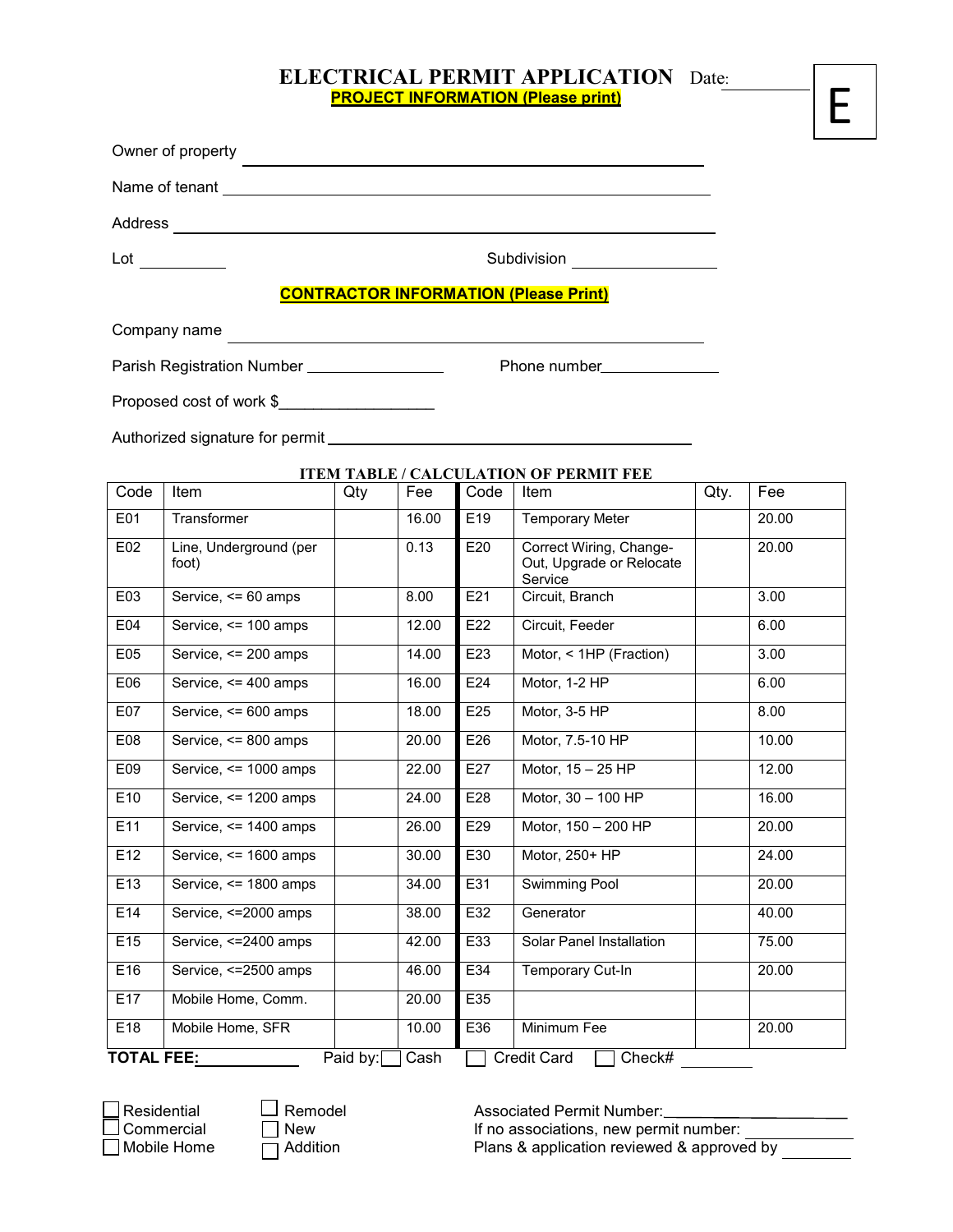# ELECTRICAL PERMIT APPLICATION Date: __________

**E**

**PROJECT INFORMATION (Please print)**

Owner of property ______________________________________________

Name of tenant ______________________________________________

Address ______________________________________________

Lot __________ Subdivision ________________

**CONTRACTOR INFORMATION (Please Print)**

Company name ______________________________________________

Parish Registration Number ________________ Phone number______________

Proposed cost of work $__________________

Authorized signature for permit ______________________________________________

**ITEM TABLE / CALCULATION OF PERMIT FEE**

| Code | Item | Qty | Fee | Code | Item | Qty. | Fee |
|---|---|---|---|---|---|---|---|
| E01 | Transformer | | 16.00 | E19 | Temporary Meter | | 20.00 |
| E02 | Line, Underground (per foot) | | 0.13 | E20 | Correct Wiring, Change-Out, Upgrade or Relocate Service | | 20.00 |
| E03 | Service, <= 60 amps | | 8.00 | E21 | Circuit, Branch | | 3.00 |
| E04 | Service, <= 100 amps | | 12.00 | E22 | Circuit, Feeder | | 6.00 |
| E05 | Service, <= 200 amps | | 14.00 | E23 | Motor, < 1HP (Fraction) | | 3.00 |
| E06 | Service, <= 400 amps | | 16.00 | E24 | Motor, 1-2 HP | | 6.00 |
| E07 | Service, <= 600 amps | | 18.00 | E25 | Motor, 3-5 HP | | 8.00 |
| E08 | Service, <= 800 amps | | 20.00 | E26 | Motor, 7.5-10 HP | | 10.00 |
| E09 | Service, <= 1000 amps | | 22.00 | E27 | Motor, 15 – 25 HP | | 12.00 |
| E10 | Service, <= 1200 amps | | 24.00 | E28 | Motor, 30 – 100 HP | | 16.00 |
| E11 | Service, <= 1400 amps | | 26.00 | E29 | Motor, 150 – 200 HP | | 20.00 |
| E12 | Service, <= 1600 amps | | 30.00 | E30 | Motor, 250+ HP | | 24.00 |
| E13 | Service, <= 1800 amps | | 34.00 | E31 | Swimming Pool | | 20.00 |
| E14 | Service, <=2000 amps | | 38.00 | E32 | Generator | | 40.00 |
| E15 | Service, <=2400 amps | | 42.00 | E33 | Solar Panel Installation | | 75.00 |
| E16 | Service, <=2500 amps | | 46.00 | E34 | Temporary Cut-In | | 20.00 |
| E17 | Mobile Home, Comm. | | 20.00 | E35 | | | |
| E18 | Mobile Home, SFR | | 10.00 | E36 | Minimum Fee | | 20.00 |

**TOTAL FEE:** ____________ Paid by: ☐ Cash ☐ Credit Card ☐ Check# ________

☐ Residential ☐ Remodel
☐ Commercial ☐ New
☐ Mobile Home ☐ Addition

Associated Permit Number: ____________________
If no associations, new permit number: ____________
Plans & application reviewed & approved by ________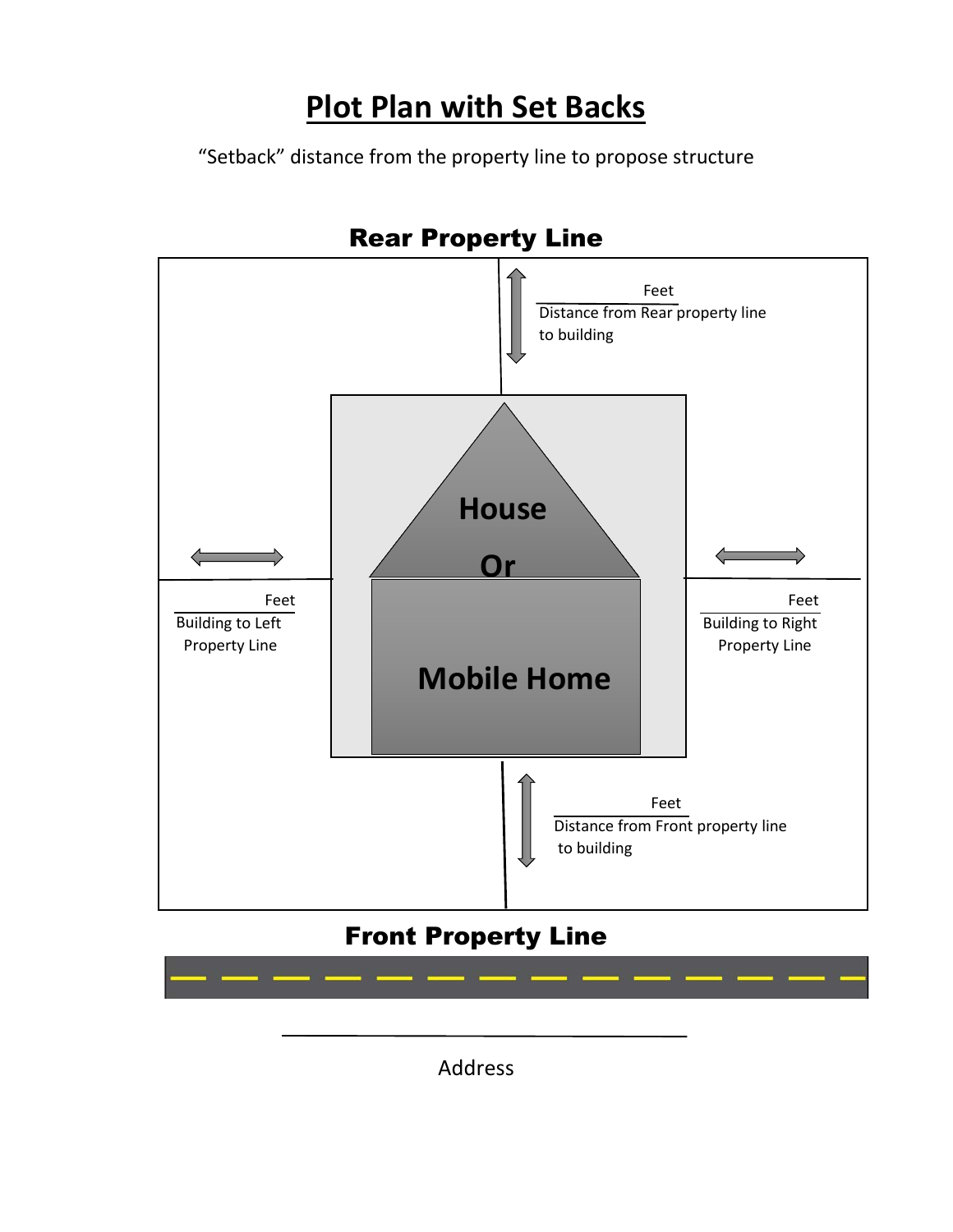# Plot Plan with Set Backs

"Setback" distance from the property line to propose structure

**Rear Property Line**

\_\_\_\_\_\_\_\_\_\_ Feet
Distance from Rear property line to building

\_\_\_\_\_\_\_\_\_\_ Feet
Building to Left Property Line

House

Or

Mobile Home

\_\_\_\_\_\_\_\_\_\_ Feet
Building to Right Property Line

\_\_\_\_\_\_\_\_\_\_ Feet
Distance from Front property line to building

**Front Property Line**

\_\_\_\_\_\_\_\_\_\_\_\_\_\_\_\_\_\_\_\_\_\_\_\_\_\_\_\_\_\_

Address